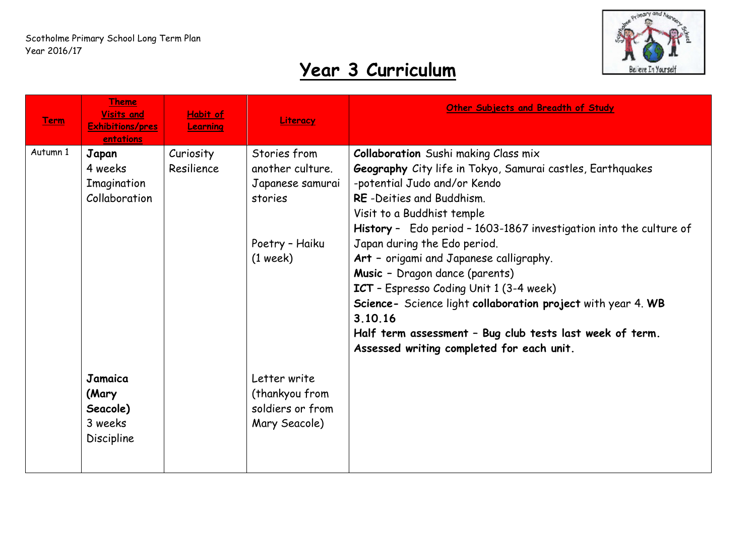Scotholme Primary School Long Term Plan
Year 2016/17

# Year 3 Curriculum

| Term | Theme Visits and Exhibitions/presentations | Habit of Learning | Literacy | Other Subjects and Breadth of Study |
|---|---|---|---|---|
| Autumn 1 | **Japan**<br>4 weeks<br>Imagination<br>Collaboration | Curiosity<br>Resilience | Stories from another culture. Japanese samurai stories<br><br>Poetry – Haiku (1 week) | **Collaboration** Sushi making Class mix<br>**Geography** City life in Tokyo, Samurai castles, Earthquakes -potential Judo and/or Kendo<br>**RE** -Deities and Buddhism.<br>Visit to a Buddhist temple<br>**History** – Edo period – 1603-1867 investigation into the culture of Japan during the Edo period.<br>**Art** – origami and Japanese calligraphy.<br>**Music** – Dragon dance (parents)<br>**ICT** – Espresso Coding Unit 1 (3-4 week)<br>**Science-** Science light **collaboration project** with year 4. **WB 3.10.16**<br>**Half term assessment – Bug club tests last week of term. Assessed writing completed for each unit.** |
| | **Jamaica (Mary Seacole)**<br>3 weeks<br>Discipline | | Letter write (thankyou from soldiers or from Mary Seacole) | |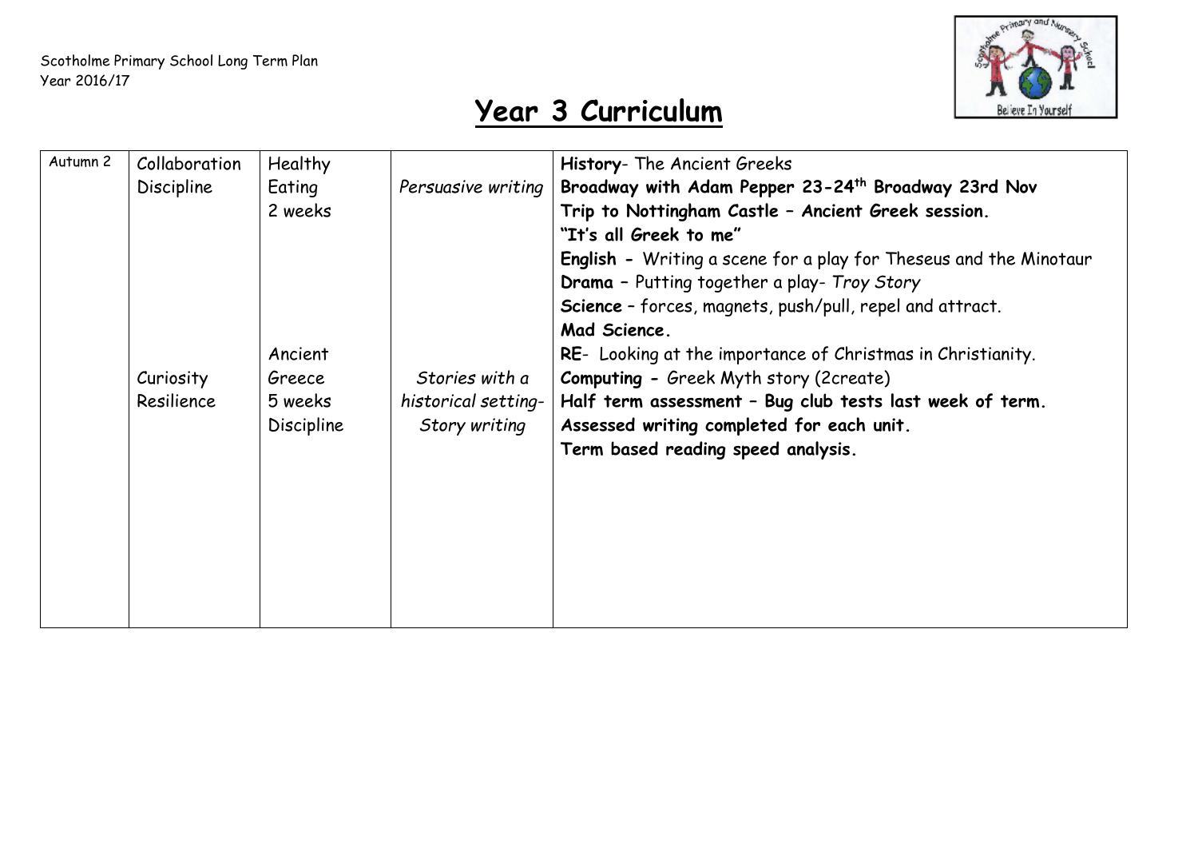Scotholme Primary School Long Term Plan
Year 2016/17

# Year 3 Curriculum

| | | | | |
|---|---|---|---|---|
| Autumn 2 | Collaboration<br>Discipline<br><br><br><br><br><br>Curiosity<br>Resilience | Healthy Eating<br>2 weeks<br><br><br><br><br>Ancient Greece<br>5 weeks<br>Discipline | *Persuasive writing*<br><br><br><br><br><br><br>*Stories with a historical setting- Story writing* | **History**- The Ancient Greeks<br>**Broadway with Adam Pepper 23-24th Broadway 23rd Nov**<br>**Trip to Nottingham Castle – Ancient Greek session.**<br>**"It's all Greek to me"**<br>**English -** Writing a scene for a play for Theseus and the Minotaur<br>**Drama –** Putting together a play- *Troy Story*<br>**Science** – forces, magnets, push/pull, repel and attract.<br>**Mad Science.**<br>**RE**- Looking at the importance of Christmas in Christianity.<br>**Computing -** Greek Myth story (2create)<br>**Half term assessment – Bug club tests last week of term.**<br>**Assessed writing completed for each unit.**<br>**Term based reading speed analysis.** |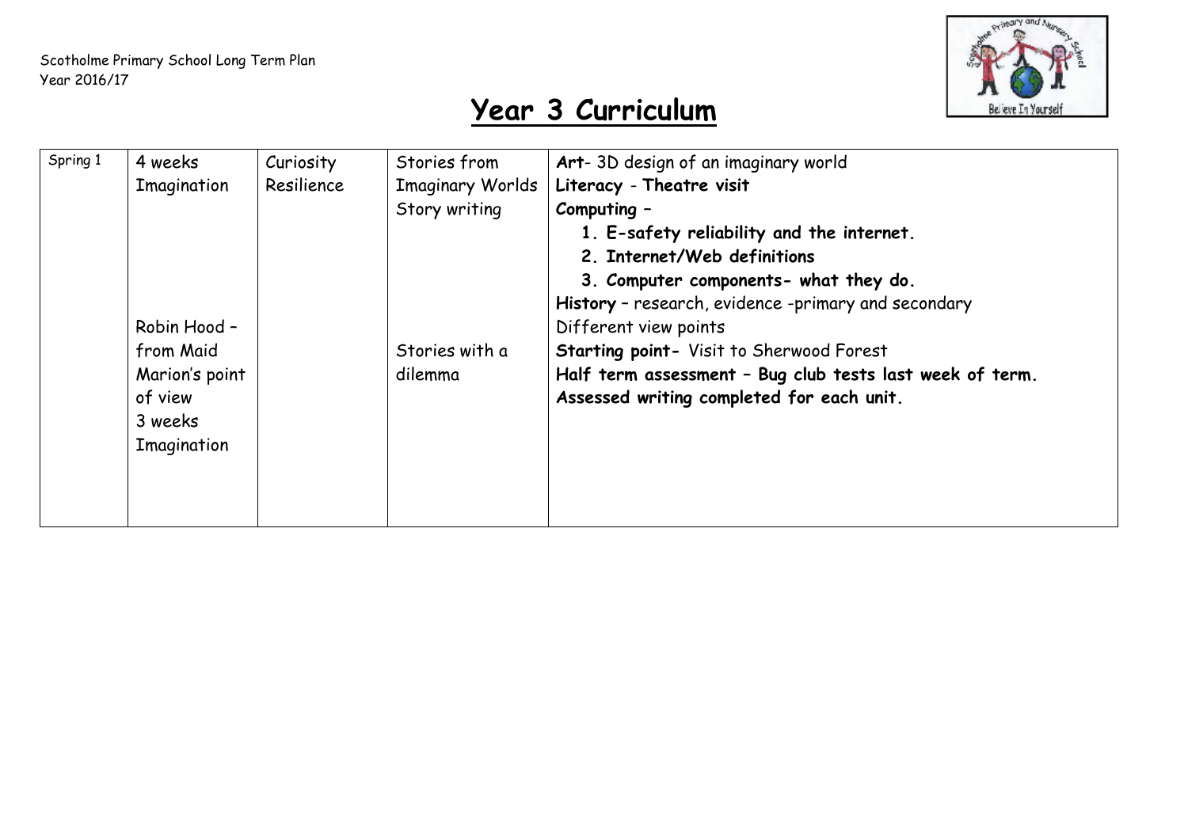Scotholme Primary School Long Term Plan
Year 2016/17

# Year 3 Curriculum

| Spring 1 | 4 weeks<br>Imagination<br><br><br><br><br><br>Robin Hood – from Maid Marion's point of view<br>3 weeks<br>Imagination | Curiosity<br>Resilience | Stories from Imaginary Worlds<br>Story writing<br><br><br><br><br><br><br>Stories with a dilemma | **Art**- 3D design of an imaginary world<br>**Literacy - Theatre visit**<br>**Computing –**<br>1. **E-safety reliability and the internet.**<br>2. **Internet/Web definitions**<br>3. **Computer components- what they do.**<br>**History** – research, evidence -primary and secondary<br>Different view points<br>**Starting point-** Visit to Sherwood Forest<br>**Half term assessment – Bug club tests last week of term.**<br>**Assessed writing completed for each unit.** |
|---|---|---|---|---|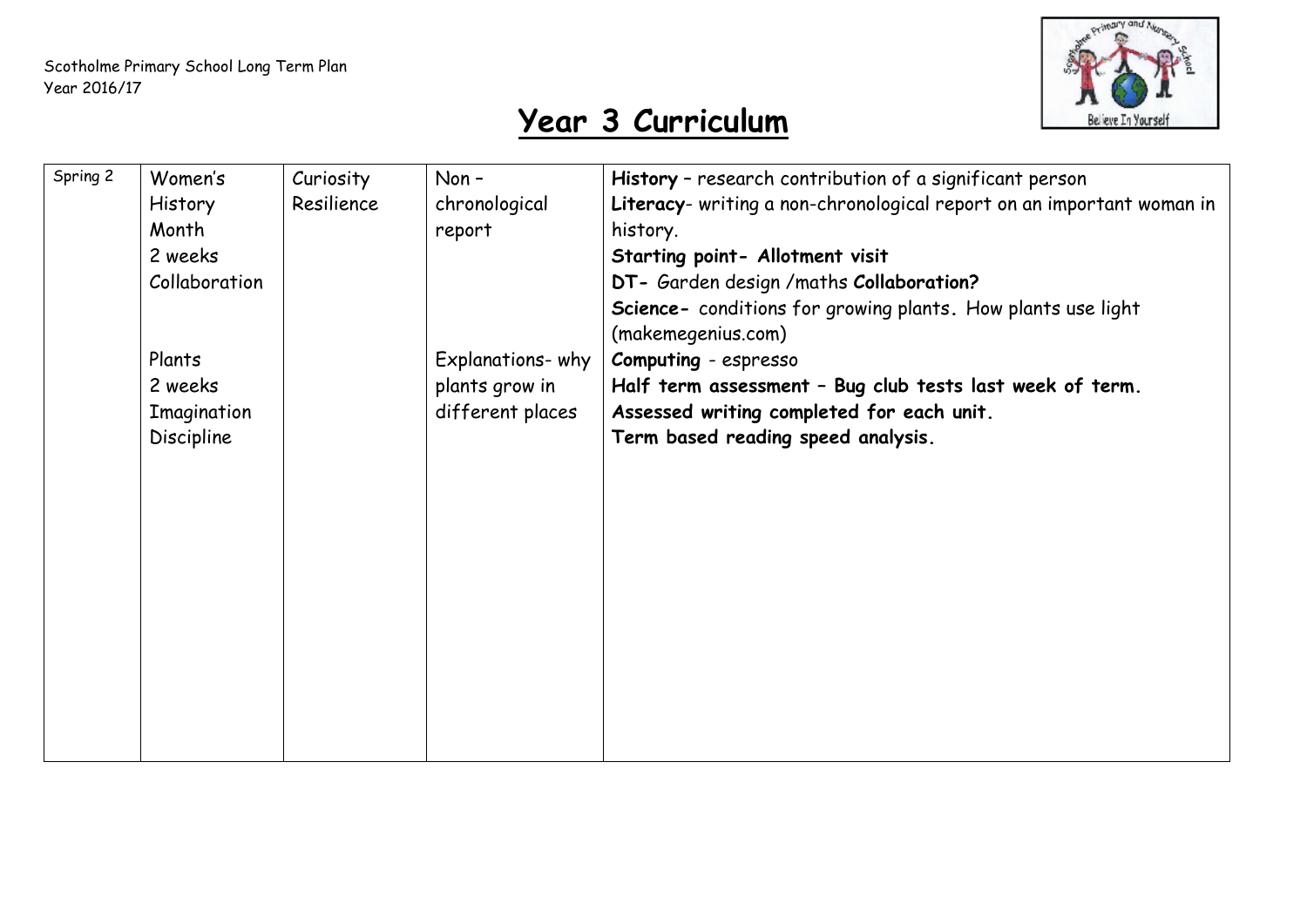Scotholme Primary School Long Term Plan
Year 2016/17

# Year 3 Curriculum

| | | | | |
|---|---|---|---|---|
| Spring 2 | Women's History Month<br>2 weeks<br>Collaboration<br><br>Plants<br>2 weeks<br>Imagination<br>Discipline | Curiosity<br>Resilience | Non – chronological report<br><br>Explanations- why plants grow in different places | **History** – research contribution of a significant person<br>**Literacy**- writing a non-chronological report on an important woman in history.<br>**Starting point- Allotment visit**<br>**DT-** Garden design /maths **Collaboration?**<br>**Science-** conditions for growing plants. How plants use light (makemegenius.com)<br>**Computing** - espresso<br>**Half term assessment – Bug club tests last week of term.**<br>**Assessed writing completed for each unit.**<br>**Term based reading speed analysis.** |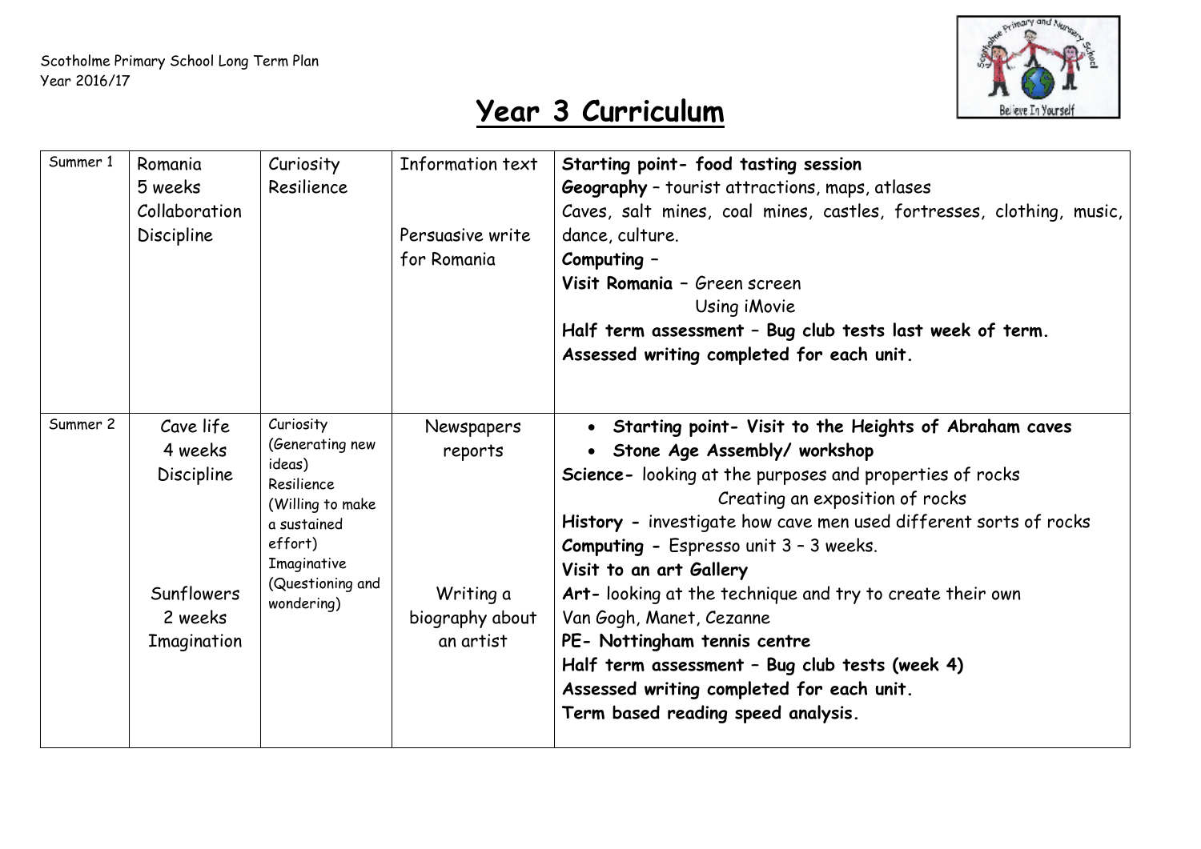Scotholme Primary School Long Term Plan
Year 2016/17

# Year 3 Curriculum

| | | | | |
|---|---|---|---|---|
| Summer 1 | Romania<br>5 weeks<br>Collaboration<br>Discipline | Curiosity<br>Resilience | Information text<br><br>Persuasive write for Romania | **Starting point- food tasting session**<br>**Geography** – tourist attractions, maps, atlases<br>Caves, salt mines, coal mines, castles, fortresses, clothing, music, dance, culture.<br>**Computing –**<br>**Visit Romania** – Green screen<br>Using iMovie<br>**Half term assessment – Bug club tests last week of term.**<br>**Assessed writing completed for each unit.** |
| Summer 2 | Cave life<br>4 weeks<br>Discipline<br><br>Sunflowers<br>2 weeks<br>Imagination | Curiosity (Generating new ideas)<br>Resilience (Willing to make a sustained effort)<br>Imaginative (Questioning and wondering) | Newspapers reports<br><br>Writing a biography about an artist | • ***Starting point- Visit to the Heights of Abraham caves***<br>• ***Stone Age Assembly/ workshop***<br>**Science-** looking at the purposes and properties of rocks<br>Creating an exposition of rocks<br>**History -** investigate how cave men used different sorts of rocks<br>**Computing -** Espresso unit 3 – 3 weeks.<br>**Visit to an art Gallery**<br>**Art-** looking at the technique and try to create their own<br>Van Gogh, Manet, Cezanne<br>**PE- Nottingham tennis centre**<br>**Half term assessment – Bug club tests (week 4)**<br>**Assessed writing completed for each unit.**<br>**Term based reading speed analysis.** |